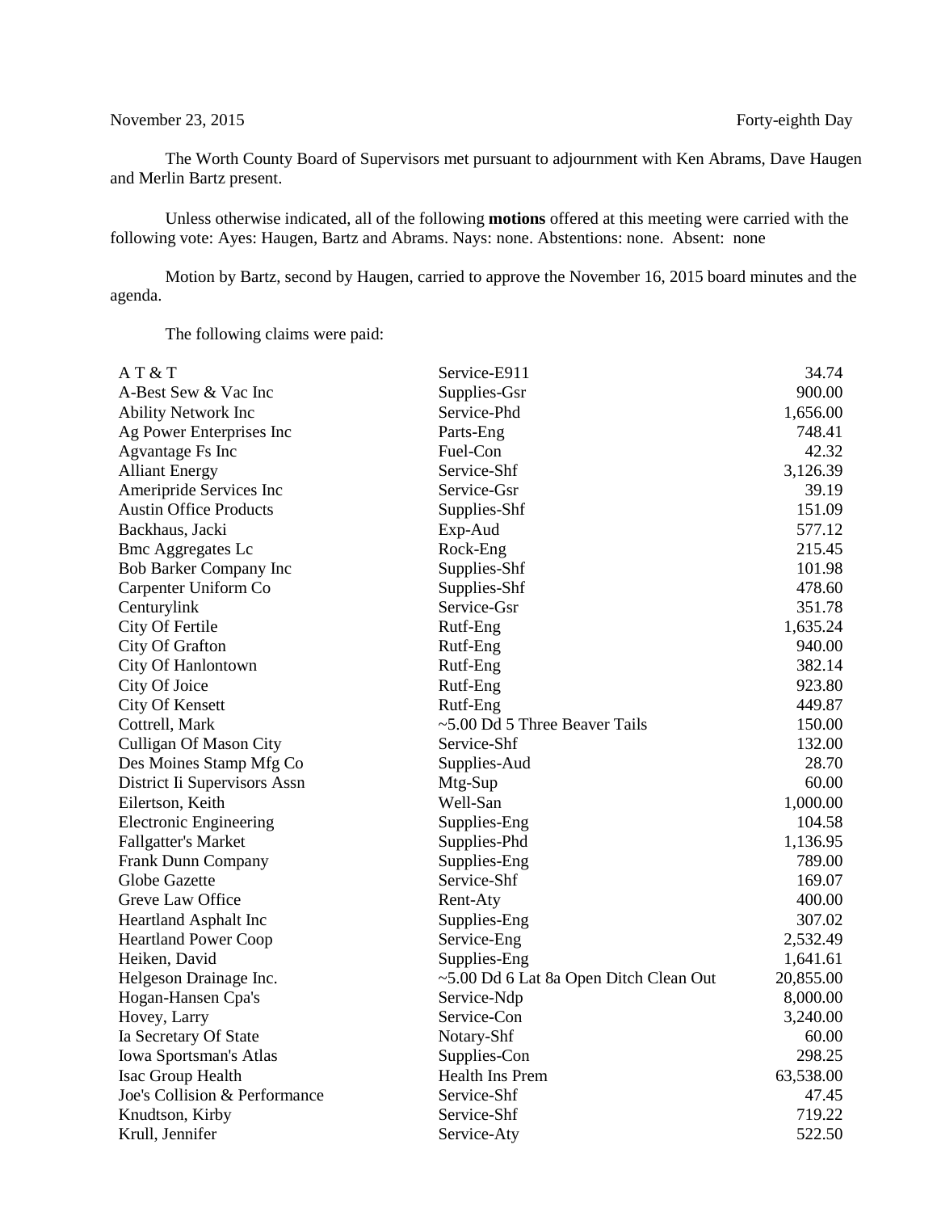November 23, 2015 Forty-eighth Day

The Worth County Board of Supervisors met pursuant to adjournment with Ken Abrams, Dave Haugen and Merlin Bartz present.

Unless otherwise indicated, all of the following **motions** offered at this meeting were carried with the following vote: Ayes: Haugen, Bartz and Abrams. Nays: none. Abstentions: none. Absent: none

Motion by Bartz, second by Haugen, carried to approve the November 16, 2015 board minutes and the agenda.

The following claims were paid:

| | | |
|---|---|---|
| A T & T | Service-E911 | 34.74 |
| A-Best Sew & Vac Inc | Supplies-Gsr | 900.00 |
| Ability Network Inc | Service-Phd | 1,656.00 |
| Ag Power Enterprises Inc | Parts-Eng | 748.41 |
| Agvantage Fs Inc | Fuel-Con | 42.32 |
| Alliant Energy | Service-Shf | 3,126.39 |
| Ameripride Services Inc | Service-Gsr | 39.19 |
| Austin Office Products | Supplies-Shf | 151.09 |
| Backhaus, Jacki | Exp-Aud | 577.12 |
| Bmc Aggregates Lc | Rock-Eng | 215.45 |
| Bob Barker Company Inc | Supplies-Shf | 101.98 |
| Carpenter Uniform Co | Supplies-Shf | 478.60 |
| Centurylink | Service-Gsr | 351.78 |
| City Of Fertile | Rutf-Eng | 1,635.24 |
| City Of Grafton | Rutf-Eng | 940.00 |
| City Of Hanlontown | Rutf-Eng | 382.14 |
| City Of Joice | Rutf-Eng | 923.80 |
| City Of Kensett | Rutf-Eng | 449.87 |
| Cottrell, Mark | ~5.00 Dd 5 Three Beaver Tails | 150.00 |
| Culligan Of Mason City | Service-Shf | 132.00 |
| Des Moines Stamp Mfg Co | Supplies-Aud | 28.70 |
| District Ii Supervisors Assn | Mtg-Sup | 60.00 |
| Eilertson, Keith | Well-San | 1,000.00 |
| Electronic Engineering | Supplies-Eng | 104.58 |
| Fallgatter's Market | Supplies-Phd | 1,136.95 |
| Frank Dunn Company | Supplies-Eng | 789.00 |
| Globe Gazette | Service-Shf | 169.07 |
| Greve Law Office | Rent-Aty | 400.00 |
| Heartland Asphalt Inc | Supplies-Eng | 307.02 |
| Heartland Power Coop | Service-Eng | 2,532.49 |
| Heiken, David | Supplies-Eng | 1,641.61 |
| Helgeson Drainage Inc. | ~5.00 Dd 6 Lat 8a Open Ditch Clean Out | 20,855.00 |
| Hogan-Hansen Cpa's | Service-Ndp | 8,000.00 |
| Hovey, Larry | Service-Con | 3,240.00 |
| Ia Secretary Of State | Notary-Shf | 60.00 |
| Iowa Sportsman's Atlas | Supplies-Con | 298.25 |
| Isac Group Health | Health Ins Prem | 63,538.00 |
| Joe's Collision & Performance | Service-Shf | 47.45 |
| Knudtson, Kirby | Service-Shf | 719.22 |
| Krull, Jennifer | Service-Aty | 522.50 |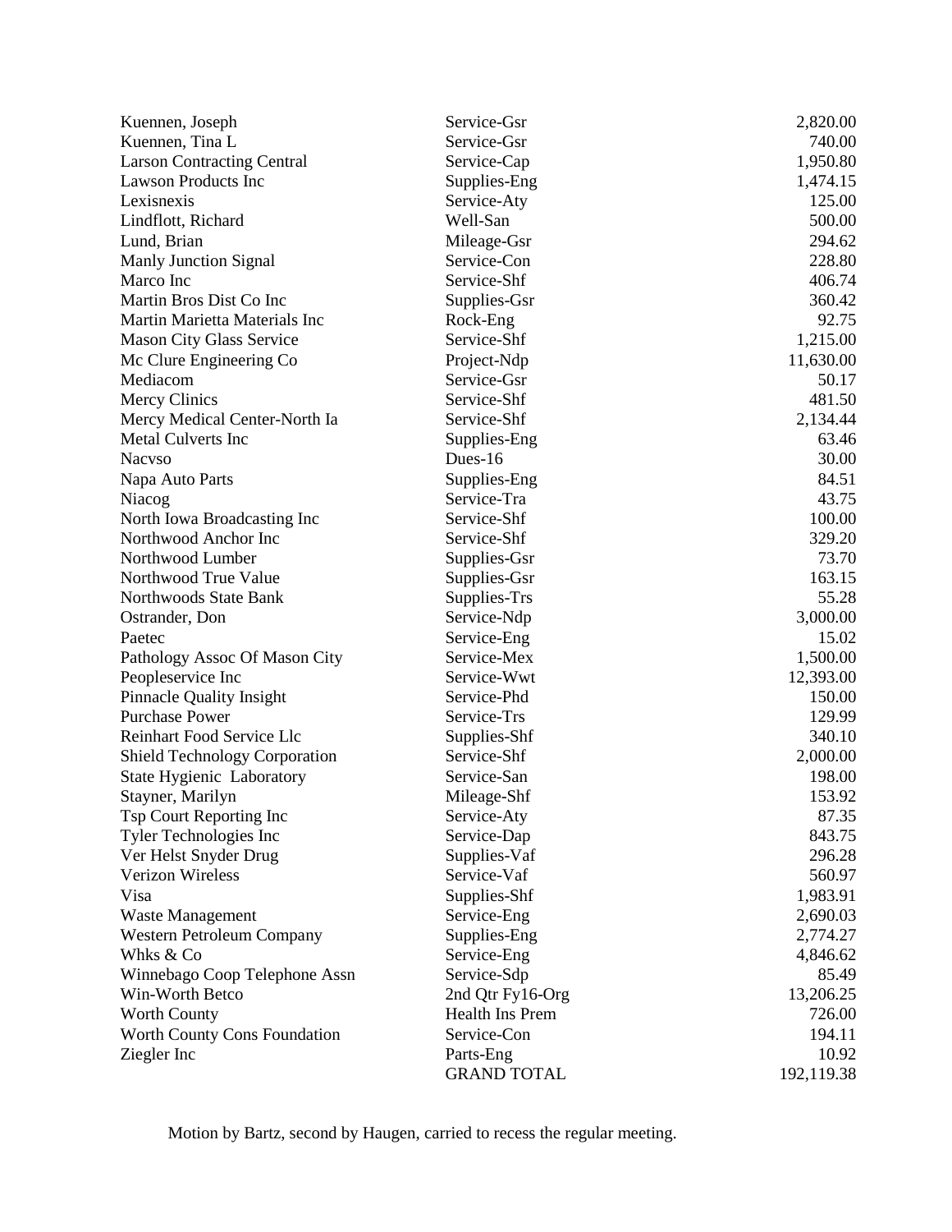| | | |
|---|---|---|
| Kuennen, Joseph | Service-Gsr | 2,820.00 |
| Kuennen, Tina L | Service-Gsr | 740.00 |
| Larson Contracting Central | Service-Cap | 1,950.80 |
| Lawson Products Inc | Supplies-Eng | 1,474.15 |
| Lexisnexis | Service-Aty | 125.00 |
| Lindflott, Richard | Well-San | 500.00 |
| Lund, Brian | Mileage-Gsr | 294.62 |
| Manly Junction Signal | Service-Con | 228.80 |
| Marco Inc | Service-Shf | 406.74 |
| Martin Bros Dist Co Inc | Supplies-Gsr | 360.42 |
| Martin Marietta Materials Inc | Rock-Eng | 92.75 |
| Mason City Glass Service | Service-Shf | 1,215.00 |
| Mc Clure Engineering Co | Project-Ndp | 11,630.00 |
| Mediacom | Service-Gsr | 50.17 |
| Mercy Clinics | Service-Shf | 481.50 |
| Mercy Medical Center-North Ia | Service-Shf | 2,134.44 |
| Metal Culverts Inc | Supplies-Eng | 63.46 |
| Nacvso | Dues-16 | 30.00 |
| Napa Auto Parts | Supplies-Eng | 84.51 |
| Niacog | Service-Tra | 43.75 |
| North Iowa Broadcasting Inc | Service-Shf | 100.00 |
| Northwood Anchor Inc | Service-Shf | 329.20 |
| Northwood Lumber | Supplies-Gsr | 73.70 |
| Northwood True Value | Supplies-Gsr | 163.15 |
| Northwoods State Bank | Supplies-Trs | 55.28 |
| Ostrander, Don | Service-Ndp | 3,000.00 |
| Paetec | Service-Eng | 15.02 |
| Pathology Assoc Of Mason City | Service-Mex | 1,500.00 |
| Peopleservice Inc | Service-Wwt | 12,393.00 |
| Pinnacle Quality Insight | Service-Phd | 150.00 |
| Purchase Power | Service-Trs | 129.99 |
| Reinhart Food Service Llc | Supplies-Shf | 340.10 |
| Shield Technology Corporation | Service-Shf | 2,000.00 |
| State Hygienic Laboratory | Service-San | 198.00 |
| Stayner, Marilyn | Mileage-Shf | 153.92 |
| Tsp Court Reporting Inc | Service-Aty | 87.35 |
| Tyler Technologies Inc | Service-Dap | 843.75 |
| Ver Helst Snyder Drug | Supplies-Vaf | 296.28 |
| Verizon Wireless | Service-Vaf | 560.97 |
| Visa | Supplies-Shf | 1,983.91 |
| Waste Management | Service-Eng | 2,690.03 |
| Western Petroleum Company | Supplies-Eng | 2,774.27 |
| Whks & Co | Service-Eng | 4,846.62 |
| Winnebago Coop Telephone Assn | Service-Sdp | 85.49 |
| Win-Worth Betco | 2nd Qtr Fy16-Org | 13,206.25 |
| Worth County | Health Ins Prem | 726.00 |
| Worth County Cons Foundation | Service-Con | 194.11 |
| Ziegler Inc | Parts-Eng | 10.92 |
| | GRAND TOTAL | 192,119.38 |

Motion by Bartz, second by Haugen, carried to recess the regular meeting.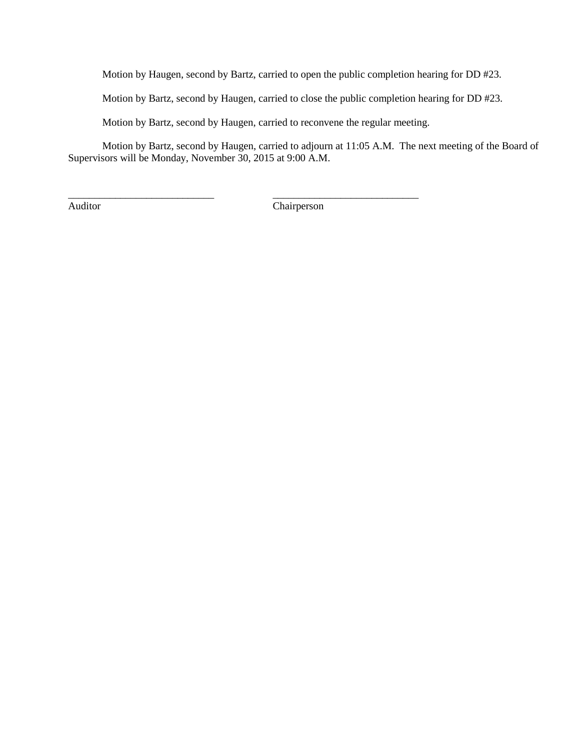Motion by Haugen, second by Bartz, carried to open the public completion hearing for DD #23.

Motion by Bartz, second by Haugen, carried to close the public completion hearing for DD #23.

Motion by Bartz, second by Haugen, carried to reconvene the regular meeting.

Motion by Bartz, second by Haugen, carried to adjourn at 11:05 A.M. The next meeting of the Board of Supervisors will be Monday, November 30, 2015 at 9:00 A.M.

____________________________ ____________________________

Auditor Chairperson